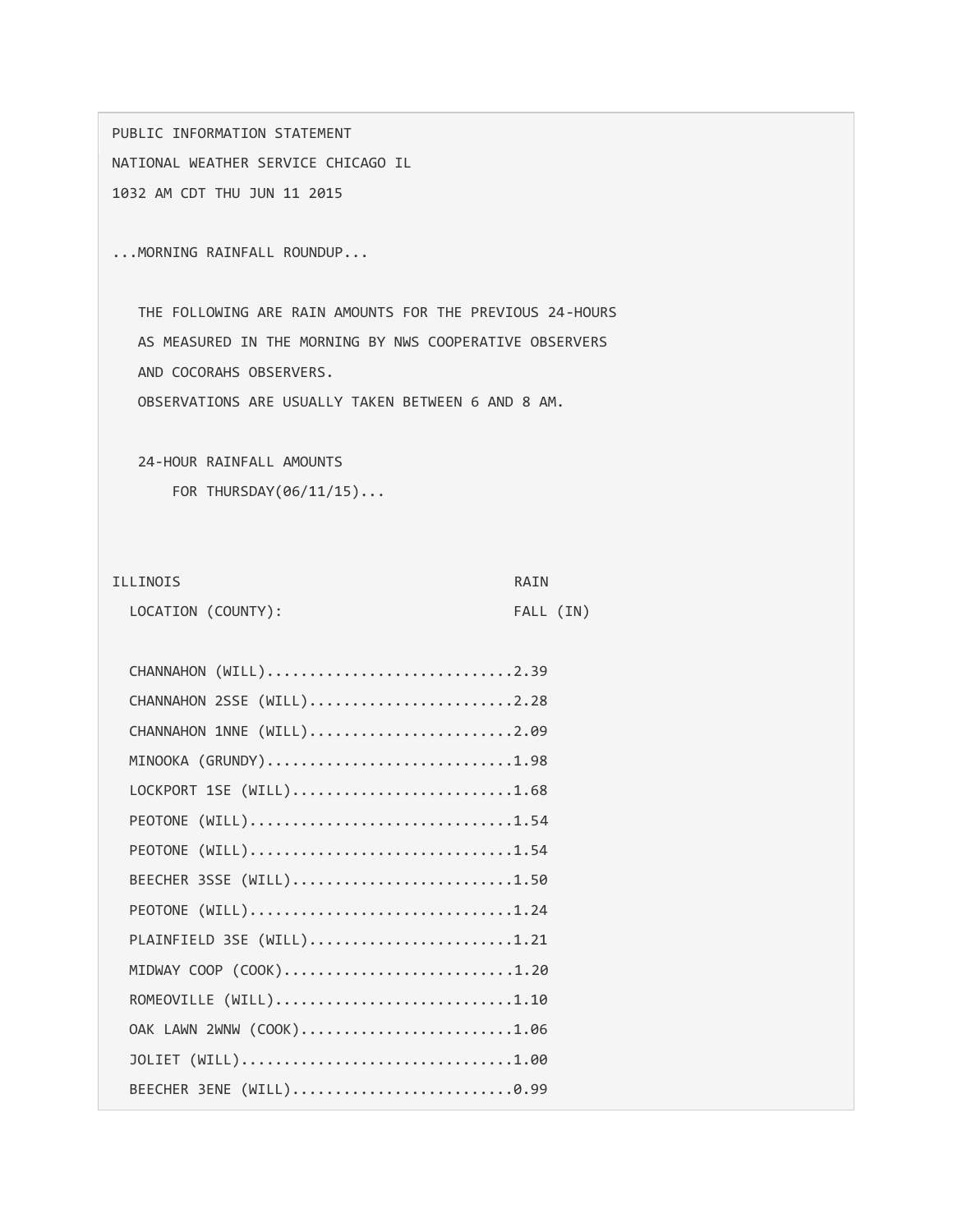PUBLIC INFORMATION STATEMENT

NATIONAL WEATHER SERVICE CHICAGO IL

1032 AM CDT THU JUN 11 2015

...MORNING RAINFALL ROUNDUP...

THE FOLLOWING ARE RAIN AMOUNTS FOR THE PREVIOUS 24-HOURS
AS MEASURED IN THE MORNING BY NWS COOPERATIVE OBSERVERS
AND COCORAHS OBSERVERS.
OBSERVATIONS ARE USUALLY TAKEN BETWEEN 6 AND 8 AM.

24-HOUR RAINFALL AMOUNTS
FOR THURSDAY(06/11/15)...

| ILLINOIS LOCATION (COUNTY): | RAIN FALL (IN) |
|---|---|
| CHANNAHON (WILL) | 2.39 |
| CHANNAHON 2SSE (WILL) | 2.28 |
| CHANNAHON 1NNE (WILL) | 2.09 |
| MINOOKA (GRUNDY) | 1.98 |
| LOCKPORT 1SE (WILL) | 1.68 |
| PEOTONE (WILL) | 1.54 |
| PEOTONE (WILL) | 1.54 |
| BEECHER 3SSE (WILL) | 1.50 |
| PEOTONE (WILL) | 1.24 |
| PLAINFIELD 3SE (WILL) | 1.21 |
| MIDWAY COOP (COOK) | 1.20 |
| ROMEOVILLE (WILL) | 1.10 |
| OAK LAWN 2WNW (COOK) | 1.06 |
| JOLIET (WILL) | 1.00 |
| BEECHER 3ENE (WILL) | 0.99 |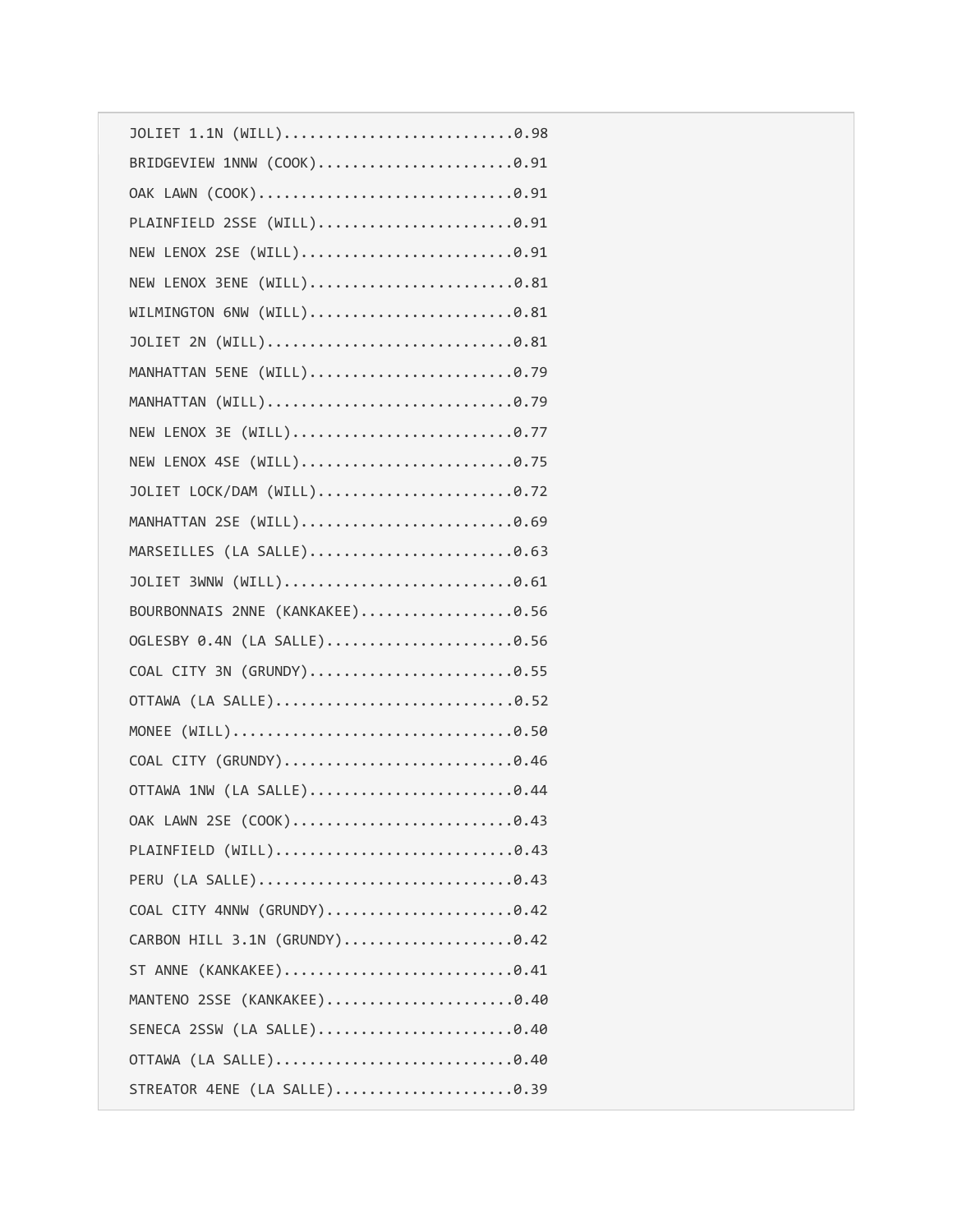```
JOLIET 1.1N (WILL)...........................0.98
BRIDGEVIEW 1NNW (COOK).......................0.91
OAK LAWN (COOK)..............................0.91
PLAINFIELD 2SSE (WILL).......................0.91
NEW LENOX 2SE (WILL).........................0.91
NEW LENOX 3ENE (WILL)........................0.81
WILMINGTON 6NW (WILL)........................0.81
JOLIET 2N (WILL).............................0.81
MANHATTAN 5ENE (WILL)........................0.79
MANHATTAN (WILL).............................0.79
NEW LENOX 3E (WILL)..........................0.77
NEW LENOX 4SE (WILL).........................0.75
JOLIET LOCK/DAM (WILL).......................0.72
MANHATTAN 2SE (WILL).........................0.69
MARSEILLES (LA SALLE)........................0.63
JOLIET 3WNW (WILL)...........................0.61
BOURBONNAIS 2NNE (KANKAKEE)..................0.56
OGLESBY 0.4N (LA SALLE)......................0.56
COAL CITY 3N (GRUNDY)........................0.55
OTTAWA (LA SALLE)............................0.52
MONEE (WILL).................................0.50
COAL CITY (GRUNDY)...........................0.46
OTTAWA 1NW (LA SALLE)........................0.44
OAK LAWN 2SE (COOK)..........................0.43
PLAINFIELD (WILL)............................0.43
PERU (LA SALLE)..............................0.43
COAL CITY 4NNW (GRUNDY)......................0.42
CARBON HILL 3.1N (GRUNDY)....................0.42
ST ANNE (KANKAKEE)...........................0.41
MANTENO 2SSE (KANKAKEE)......................0.40
SENECA 2SSW (LA SALLE).......................0.40
OTTAWA (LA SALLE)............................0.40
STREATOR 4ENE (LA SALLE).....................0.39
```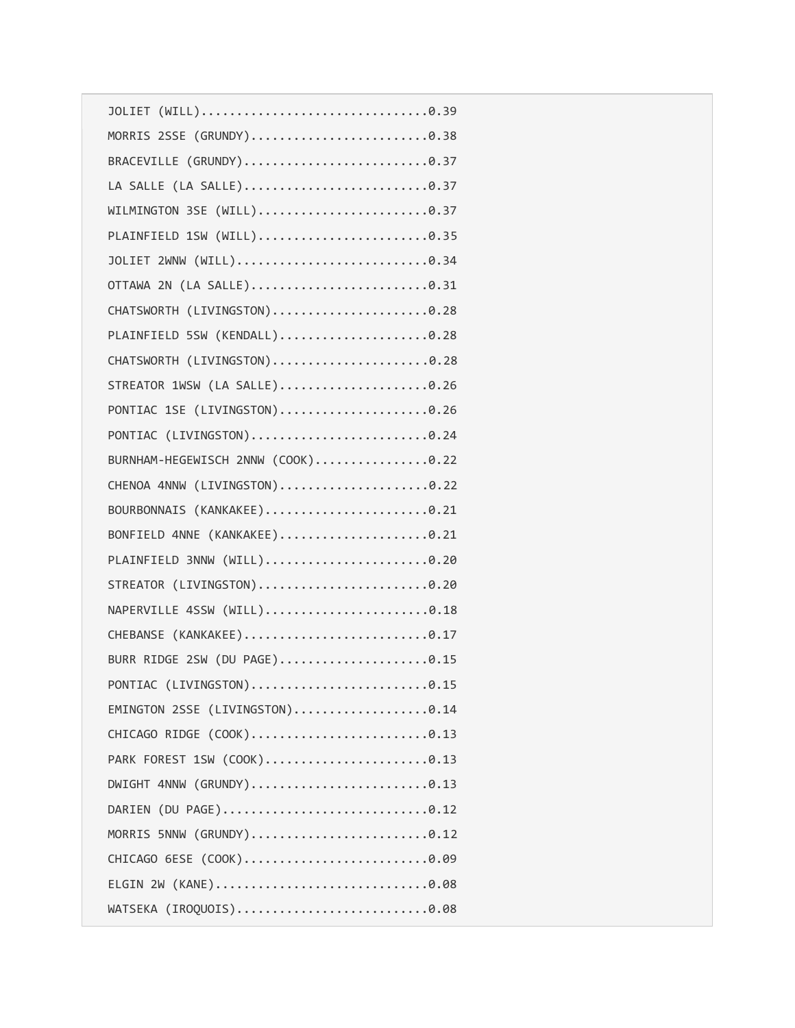```
JOLIET (WILL)...............................0.39
MORRIS 2SSE (GRUNDY)........................0.38
BRACEVILLE (GRUNDY).........................0.37
LA SALLE (LA SALLE).........................0.37
WILMINGTON 3SE (WILL).......................0.37
PLAINFIELD 1SW (WILL).......................0.35
JOLIET 2WNW (WILL)..........................0.34
OTTAWA 2N (LA SALLE)........................0.31
CHATSWORTH (LIVINGSTON).....................0.28
PLAINFIELD 5SW (KENDALL)....................0.28
CHATSWORTH (LIVINGSTON).....................0.28
STREATOR 1WSW (LA SALLE)....................0.26
PONTIAC 1SE (LIVINGSTON)....................0.26
PONTIAC (LIVINGSTON)........................0.24
BURNHAM-HEGEWISCH 2NNW (COOK)...............0.22
CHENOA 4NNW (LIVINGSTON)....................0.22
BOURBONNAIS (KANKAKEE)......................0.21
BONFIELD 4NNE (KANKAKEE)....................0.21
PLAINFIELD 3NNW (WILL)......................0.20
STREATOR (LIVINGSTON).......................0.20
NAPERVILLE 4SSW (WILL)......................0.18
CHEBANSE (KANKAKEE).........................0.17
BURR RIDGE 2SW (DU PAGE)....................0.15
PONTIAC (LIVINGSTON)........................0.15
EMINGTON 2SSE (LIVINGSTON)..................0.14
CHICAGO RIDGE (COOK)........................0.13
PARK FOREST 1SW (COOK)......................0.13
DWIGHT 4NNW (GRUNDY)........................0.13
DARIEN (DU PAGE)............................0.12
MORRIS 5NNW (GRUNDY)........................0.12
CHICAGO 6ESE (COOK).........................0.09
ELGIN 2W (KANE).............................0.08
WATSEKA (IROQUOIS)..........................0.08
```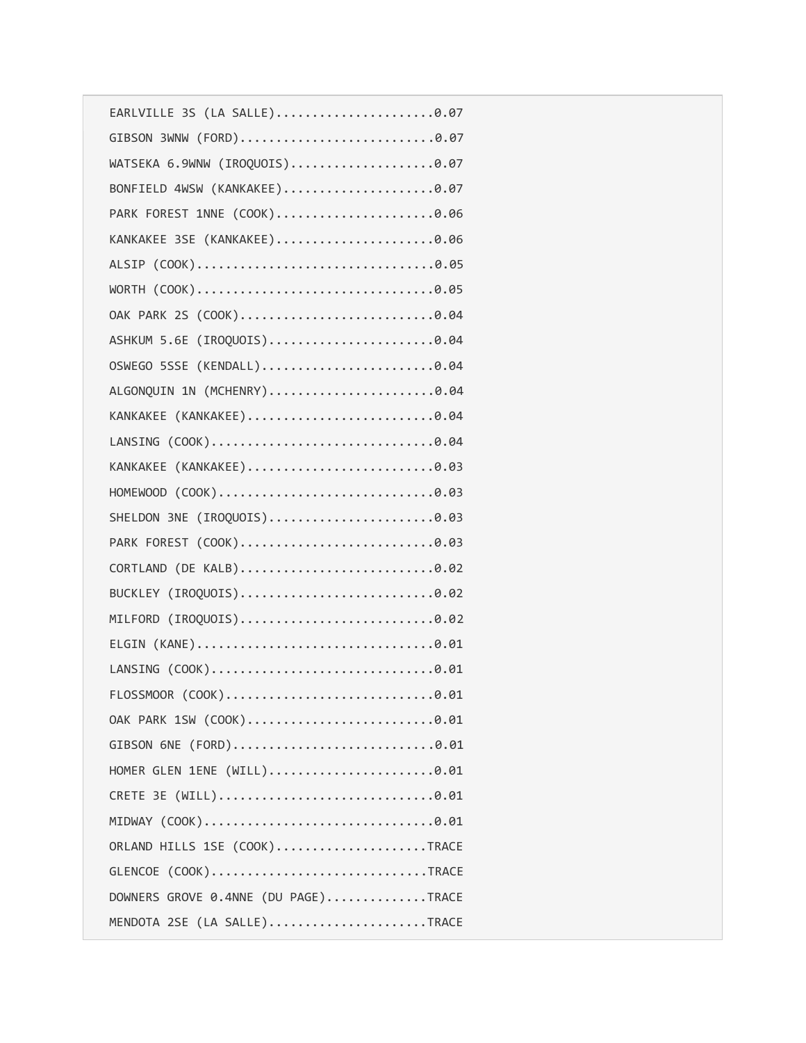```
EARLVILLE 3S (LA SALLE)......................0.07
GIBSON 3WNW (FORD)...........................0.07
WATSEKA 6.9WNW (IROQUOIS)....................0.07
BONFIELD 4WSW (KANKAKEE).....................0.07
PARK FOREST 1NNE (COOK)......................0.06
KANKAKEE 3SE (KANKAKEE)......................0.06
ALSIP (COOK).................................0.05
WORTH (COOK).................................0.05
OAK PARK 2S (COOK)...........................0.04
ASHKUM 5.6E (IROQUOIS).......................0.04
OSWEGO 5SSE (KENDALL)........................0.04
ALGONQUIN 1N (MCHENRY).......................0.04
KANKAKEE (KANKAKEE)..........................0.04
LANSING (COOK)...............................0.04
KANKAKEE (KANKAKEE)..........................0.03
HOMEWOOD (COOK)..............................0.03
SHELDON 3NE (IROQUOIS).......................0.03
PARK FOREST (COOK)...........................0.03
CORTLAND (DE KALB)...........................0.02
BUCKLEY (IROQUOIS)...........................0.02
MILFORD (IROQUOIS)...........................0.02
ELGIN (KANE).................................0.01
LANSING (COOK)...............................0.01
FLOSSMOOR (COOK).............................0.01
OAK PARK 1SW (COOK)..........................0.01
GIBSON 6NE (FORD)............................0.01
HOMER GLEN 1ENE (WILL).......................0.01
CRETE 3E (WILL)..............................0.01
MIDWAY (COOK)................................0.01
ORLAND HILLS 1SE (COOK).....................TRACE
GLENCOE (COOK)..............................TRACE
DOWNERS GROVE 0.4NNE (DU PAGE)..............TRACE
MENDOTA 2SE (LA SALLE)......................TRACE
```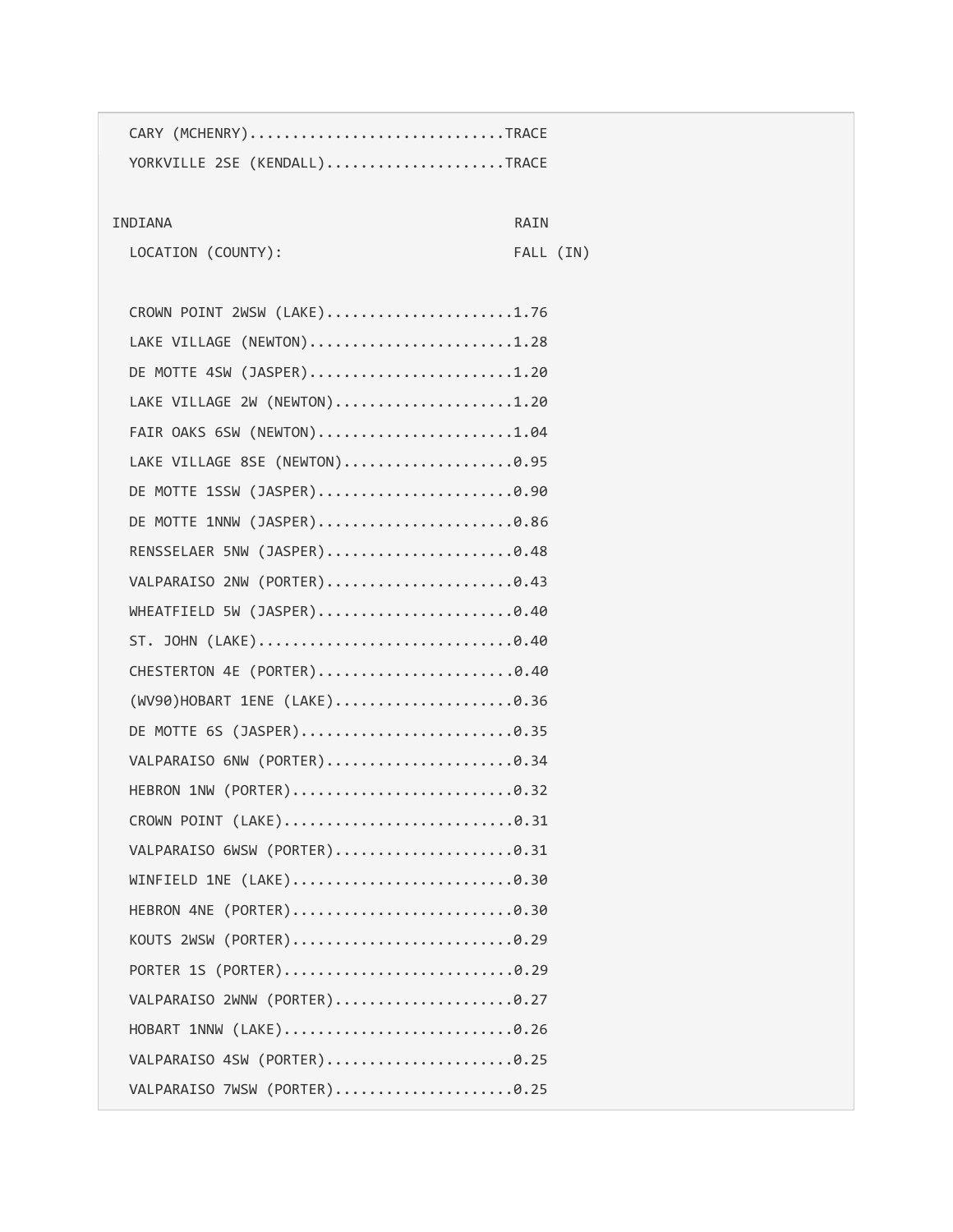```
  CARY (MCHENRY)..............................TRACE
  YORKVILLE 2SE (KENDALL).....................TRACE

INDIANA                                       RAIN
  LOCATION (COUNTY):                          FALL (IN)

  CROWN POINT 2WSW (LAKE)......................1.76
  LAKE VILLAGE (NEWTON)........................1.28
  DE MOTTE 4SW (JASPER)........................1.20
  LAKE VILLAGE 2W (NEWTON).....................1.20
  FAIR OAKS 6SW (NEWTON).......................1.04
  LAKE VILLAGE 8SE (NEWTON)....................0.95
  DE MOTTE 1SSW (JASPER).......................0.90
  DE MOTTE 1NNW (JASPER).......................0.86
  RENSSELAER 5NW (JASPER)......................0.48
  VALPARAISO 2NW (PORTER)......................0.43
  WHEATFIELD 5W (JASPER).......................0.40
  ST. JOHN (LAKE)..............................0.40
  CHESTERTON 4E (PORTER).......................0.40
  (WV90)HOBART 1ENE (LAKE).....................0.36
  DE MOTTE 6S (JASPER).........................0.35
  VALPARAISO 6NW (PORTER)......................0.34
  HEBRON 1NW (PORTER)..........................0.32
  CROWN POINT (LAKE)...........................0.31
  VALPARAISO 6WSW (PORTER).....................0.31
  WINFIELD 1NE (LAKE)..........................0.30
  HEBRON 4NE (PORTER)..........................0.30
  KOUTS 2WSW (PORTER)..........................0.29
  PORTER 1S (PORTER)...........................0.29
  VALPARAISO 2WNW (PORTER).....................0.27
  HOBART 1NNW (LAKE)...........................0.26
  VALPARAISO 4SW (PORTER)......................0.25
  VALPARAISO 7WSW (PORTER).....................0.25
```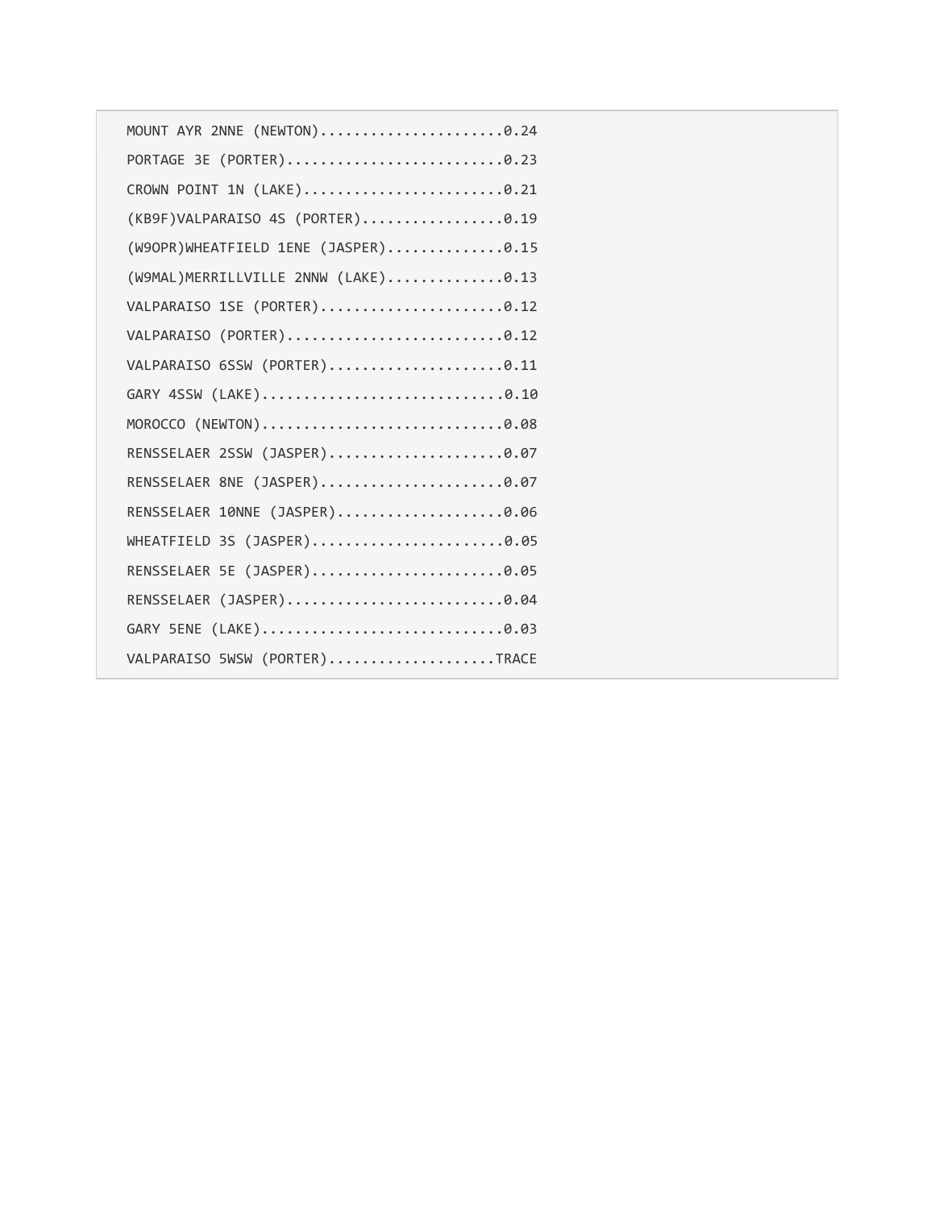```
MOUNT AYR 2NNE (NEWTON)......................0.24
PORTAGE 3E (PORTER)..........................0.23
CROWN POINT 1N (LAKE)........................0.21
(KB9F)VALPARAISO 4S (PORTER).................0.19
(W9OPR)WHEATFIELD 1ENE (JASPER)..............0.15
(W9MAL)MERRILLVILLE 2NNW (LAKE)..............0.13
VALPARAISO 1SE (PORTER)......................0.12
VALPARAISO (PORTER)..........................0.12
VALPARAISO 6SSW (PORTER).....................0.11
GARY 4SSW (LAKE).............................0.10
MOROCCO (NEWTON).............................0.08
RENSSELAER 2SSW (JASPER).....................0.07
RENSSELAER 8NE (JASPER)......................0.07
RENSSELAER 10NNE (JASPER)....................0.06
WHEATFIELD 3S (JASPER).......................0.05
RENSSELAER 5E (JASPER).......................0.05
RENSSELAER (JASPER)..........................0.04
GARY 5ENE (LAKE).............................0.03
VALPARAISO 5WSW (PORTER)....................TRACE
```